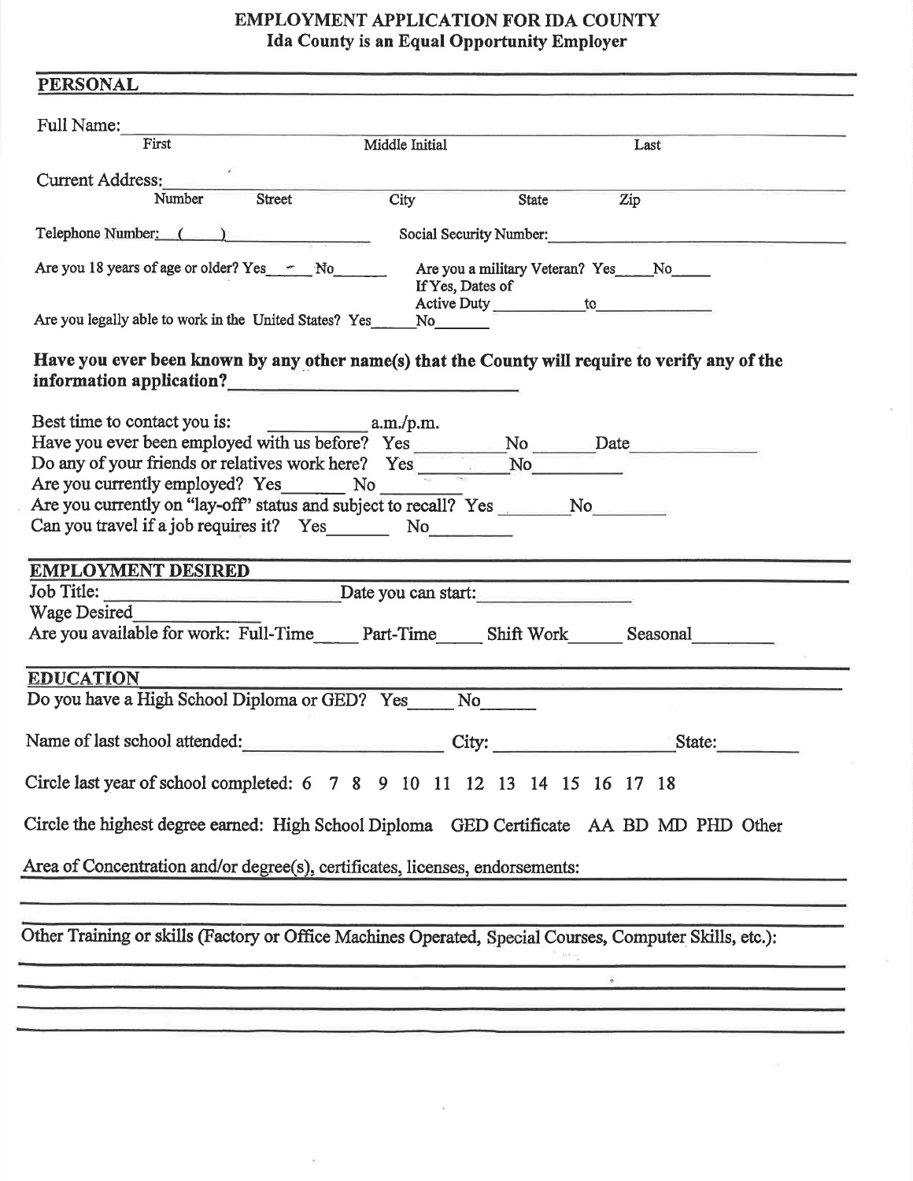# EMPLOYMENT APPLICATION FOR IDA COUNTY

**Ida County is an Equal Opportunity Employer**

## PERSONAL

Full Name: ______________________________________________
First Middle Initial Last

Current Address: ______________________________________________
Number Street City State Zip

Telephone Number: ( ) ______________ Social Security Number: ______________

Are you 18 years of age or older? Yes____ No______ Are you a military Veteran? Yes____ No____ If Yes, Dates of Active Duty __________ to __________

Are you legally able to work in the United States? Yes______ No______

**Have you ever been known by any other name(s) that the County will require to verify any of the information application?** ______________________

Best time to contact you is: __________ a.m./p.m.

Have you ever been employed with us before? Yes ________ No ______ Date ______________

Do any of your friends or relatives work here? Yes ________ No__________

Are you currently employed? Yes_______ No ________

Are you currently on "lay-off" status and subject to recall? Yes _______ No________

Can you travel if a job requires it? Yes_______ No_________

## EMPLOYMENT DESIRED

Job Title: ______________________ Date you can start: ______________

Wage Desired ______________

Are you available for work: Full-Time____ Part-Time_____ Shift Work_____ Seasonal________

## EDUCATION

Do you have a High School Diploma or GED? Yes_____ No______

Name of last school attended: ____________________ City: ________________ State: ________

Circle last year of school completed: 6 7 8 9 10 11 12 13 14 15 16 17 18

Circle the highest degree earned: High School Diploma GED Certificate AA BD MD PHD Other

Area of Concentration and/or degree(s), certificates, licenses, endorsements:

______________________________________________

______________________________________________

Other Training or skills (Factory or Office Machines Operated, Special Courses, Computer Skills, etc.):

______________________________________________

______________________________________________

______________________________________________

______________________________________________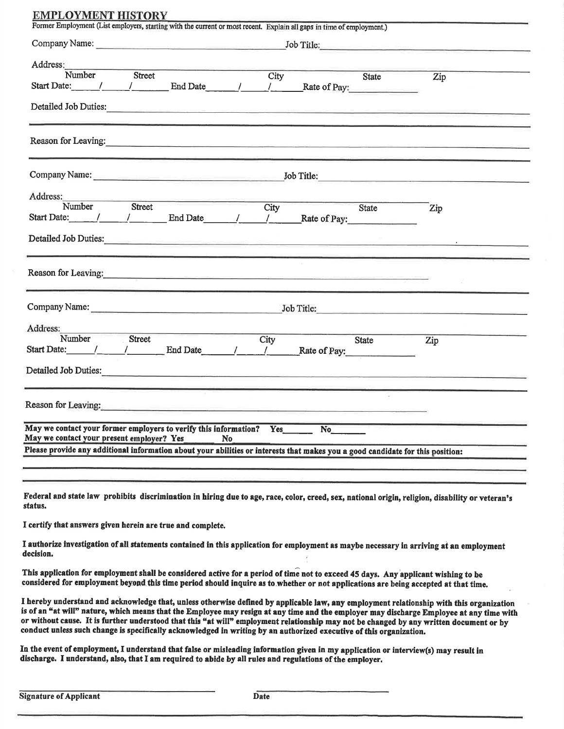## EMPLOYMENT HISTORY

Former Employment (List employers, starting with the current or most recent. Explain all gaps in time of employment.)

Company Name: ______________________ Job Title: ______________________

Address: ______________________________________________
Number Street City State Zip

Start Date: ____/____/______ End Date ____/____/______ Rate of Pay: __________

Detailed Job Duties: ______________________________________________

______________________________________________

Reason for Leaving: ______________________________________________

______________________________________________

Company Name: ______________________ Job Title: ______________________

Address: ______________________________________________
Number Street City State Zip

Start Date: ____/____/______ End Date ____/____/______ Rate of Pay: __________

Detailed Job Duties: ______________________________________________

______________________________________________

Reason for Leaving: ______________________________________________

______________________________________________

Company Name: ______________________ Job Title: ______________________

Address: ______________________________________________
Number Street City State Zip

Start Date: ____/____/______ End Date ____/____/______ Rate of Pay: __________

Detailed Job Duties: ______________________________________________

______________________________________________

Reason for Leaving: ______________________________________________

**May we contact your former employers to verify this information? Yes_______ No_______**

**May we contact your present employer? Yes _______ No _______**

**Please provide any additional information about your abilities or interests that makes you a good candidate for this position:**

______________________________________________

______________________________________________

**Federal and state law prohibits discrimination in hiring due to age, race, color, creed, sex, national origin, religion, disability or veteran's status.**

**I certify that answers given herein are true and complete.**

**I authorize investigation of all statements contained in this application for employment as maybe necessary in arriving at an employment decision.**

**This application for employment shall be considered active for a period of time not to exceed 45 days. Any applicant wishing to be considered for employment beyond this time period should inquire as to whether or not applications are being accepted at that time.**

**I hereby understand and acknowledge that, unless otherwise defined by applicable law, any employment relationship with this organization is of an "at will" nature, which means that the Employee may resign at any time and the employer may discharge Employee at any time with or without cause. It is further understood that this "at will" employment relationship may not be changed by any written document or by conduct unless such change is specifically acknowledged in writing by an authorized executive of this organization.**

**In the event of employment, I understand that false or misleading information given in my application or interview(s) may result in discharge. I understand, also, that I am required to abide by all rules and regulations of the employer.**

______________________________ ______________________
**Signature of Applicant** **Date**